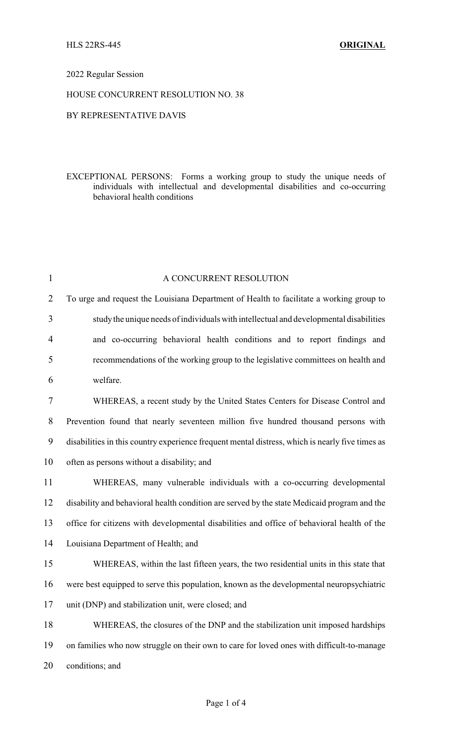HLS 22RS-445 **ORIGINAL**

2022 Regular Session

HOUSE CONCURRENT RESOLUTION NO. 38

BY REPRESENTATIVE DAVIS

EXCEPTIONAL PERSONS: Forms a working group to study the unique needs of individuals with intellectual and developmental disabilities and co-occurring behavioral health conditions

A CONCURRENT RESOLUTION

To urge and request the Louisiana Department of Health to facilitate a working group to study the unique needs of individuals with intellectual and developmental disabilities and co-occurring behavioral health conditions and to report findings and recommendations of the working group to the legislative committees on health and welfare.

WHEREAS, a recent study by the United States Centers for Disease Control and Prevention found that nearly seventeen million five hundred thousand persons with disabilities in this country experience frequent mental distress, which is nearly five times as often as persons without a disability; and

WHEREAS, many vulnerable individuals with a co-occurring developmental disability and behavioral health condition are served by the state Medicaid program and the office for citizens with developmental disabilities and office of behavioral health of the Louisiana Department of Health; and

WHEREAS, within the last fifteen years, the two residential units in this state that were best equipped to serve this population, known as the developmental neuropsychiatric unit (DNP) and stabilization unit, were closed; and

WHEREAS, the closures of the DNP and the stabilization unit imposed hardships on families who now struggle on their own to care for loved ones with difficult-to-manage conditions; and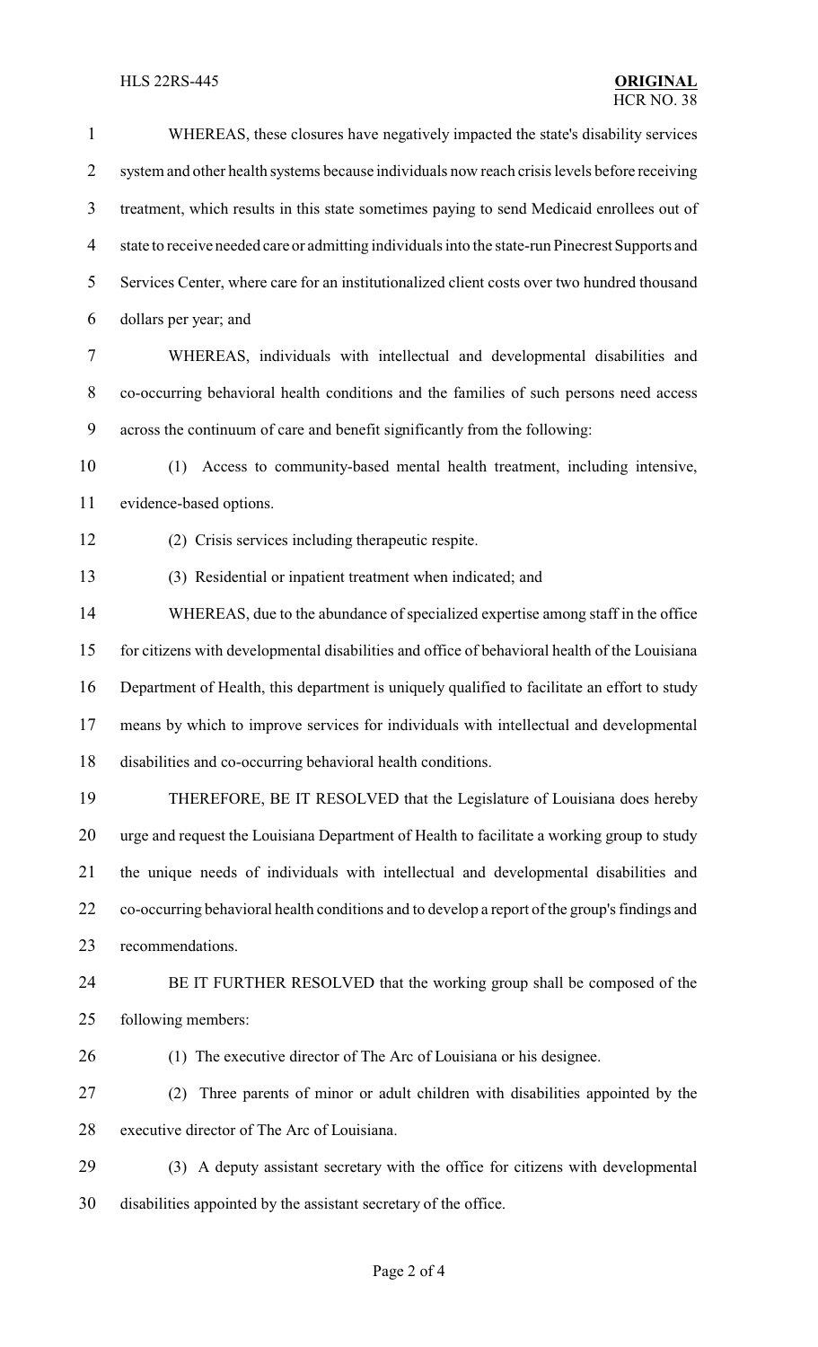WHEREAS, these closures have negatively impacted the state's disability services system and other health systems because individuals now reach crisis levels before receiving treatment, which results in this state sometimes paying to send Medicaid enrollees out of state to receive needed care or admitting individuals into the state-run Pinecrest Supports and Services Center, where care for an institutionalized client costs over two hundred thousand dollars per year; and

WHEREAS, individuals with intellectual and developmental disabilities and co-occurring behavioral health conditions and the families of such persons need access across the continuum of care and benefit significantly from the following:

(1) Access to community-based mental health treatment, including intensive, evidence-based options.

(2) Crisis services including therapeutic respite.

(3) Residential or inpatient treatment when indicated; and

WHEREAS, due to the abundance of specialized expertise among staff in the office for citizens with developmental disabilities and office of behavioral health of the Louisiana Department of Health, this department is uniquely qualified to facilitate an effort to study means by which to improve services for individuals with intellectual and developmental disabilities and co-occurring behavioral health conditions.

THEREFORE, BE IT RESOLVED that the Legislature of Louisiana does hereby urge and request the Louisiana Department of Health to facilitate a working group to study the unique needs of individuals with intellectual and developmental disabilities and co-occurring behavioral health conditions and to develop a report of the group's findings and recommendations.

BE IT FURTHER RESOLVED that the working group shall be composed of the following members:

(1) The executive director of The Arc of Louisiana or his designee.

(2) Three parents of minor or adult children with disabilities appointed by the executive director of The Arc of Louisiana.

(3) A deputy assistant secretary with the office for citizens with developmental disabilities appointed by the assistant secretary of the office.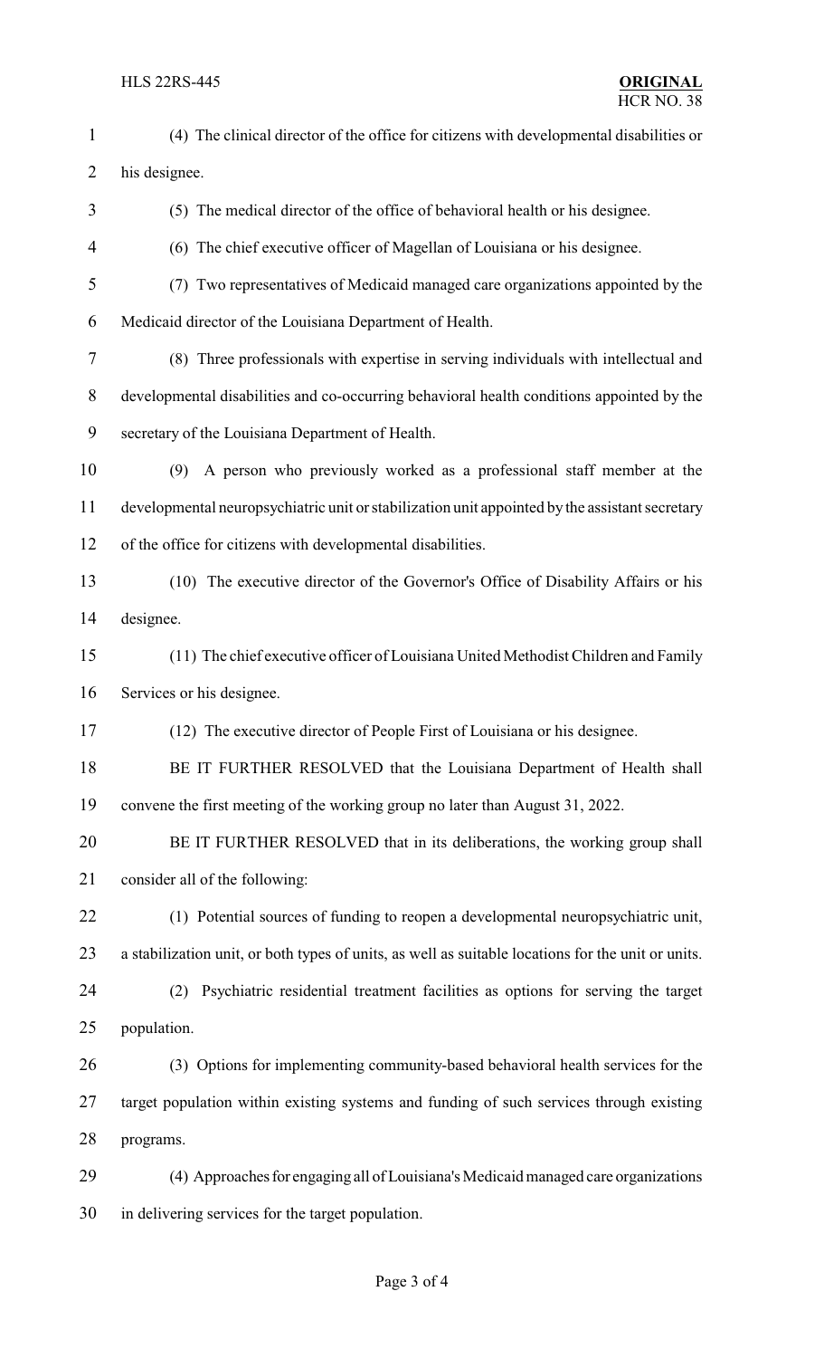(4) The clinical director of the office for citizens with developmental disabilities or his designee.

(5) The medical director of the office of behavioral health or his designee.

(6) The chief executive officer of Magellan of Louisiana or his designee.

(7) Two representatives of Medicaid managed care organizations appointed by the Medicaid director of the Louisiana Department of Health.

(8) Three professionals with expertise in serving individuals with intellectual and developmental disabilities and co-occurring behavioral health conditions appointed by the secretary of the Louisiana Department of Health.

(9) A person who previously worked as a professional staff member at the developmental neuropsychiatric unit or stabilization unit appointed by the assistant secretary of the office for citizens with developmental disabilities.

(10) The executive director of the Governor's Office of Disability Affairs or his designee.

(11) The chief executive officer of Louisiana United Methodist Children and Family Services or his designee.

(12) The executive director of People First of Louisiana or his designee.

BE IT FURTHER RESOLVED that the Louisiana Department of Health shall convene the first meeting of the working group no later than August 31, 2022.

BE IT FURTHER RESOLVED that in its deliberations, the working group shall consider all of the following:

(1) Potential sources of funding to reopen a developmental neuropsychiatric unit, a stabilization unit, or both types of units, as well as suitable locations for the unit or units.

(2) Psychiatric residential treatment facilities as options for serving the target population.

(3) Options for implementing community-based behavioral health services for the target population within existing systems and funding of such services through existing programs.

(4) Approaches for engaging all of Louisiana's Medicaid managed care organizations in delivering services for the target population.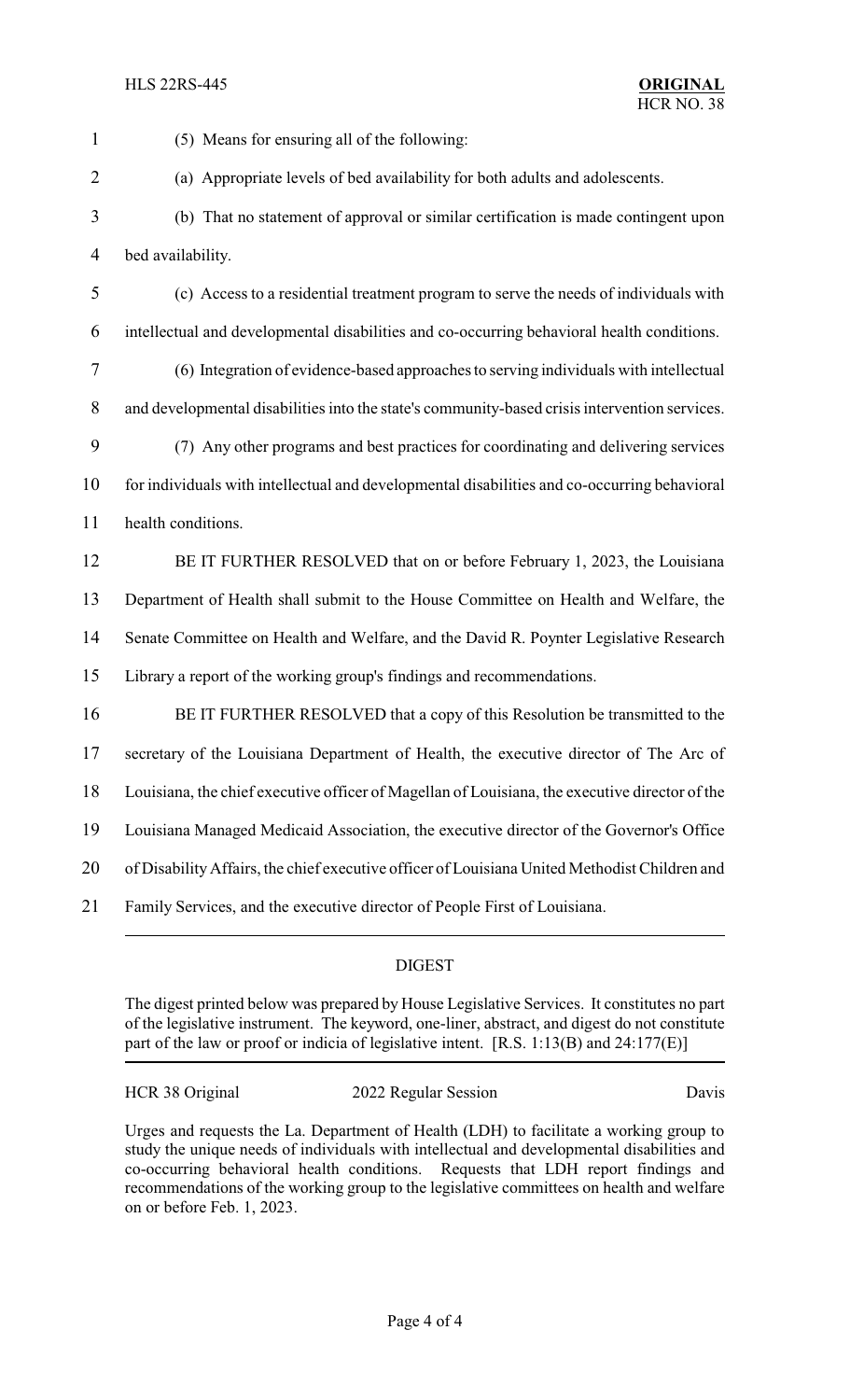(5) Means for ensuring all of the following:

(a) Appropriate levels of bed availability for both adults and adolescents.

(b) That no statement of approval or similar certification is made contingent upon bed availability.

(c) Access to a residential treatment program to serve the needs of individuals with intellectual and developmental disabilities and co-occurring behavioral health conditions.

(6) Integration of evidence-based approaches to serving individuals with intellectual and developmental disabilities into the state's community-based crisis intervention services.

(7) Any other programs and best practices for coordinating and delivering services for individuals with intellectual and developmental disabilities and co-occurring behavioral health conditions.

BE IT FURTHER RESOLVED that on or before February 1, 2023, the Louisiana Department of Health shall submit to the House Committee on Health and Welfare, the Senate Committee on Health and Welfare, and the David R. Poynter Legislative Research Library a report of the working group's findings and recommendations.

BE IT FURTHER RESOLVED that a copy of this Resolution be transmitted to the secretary of the Louisiana Department of Health, the executive director of The Arc of Louisiana, the chief executive officer of Magellan of Louisiana, the executive director of the Louisiana Managed Medicaid Association, the executive director of the Governor's Office of Disability Affairs, the chief executive officer of Louisiana United Methodist Children and Family Services, and the executive director of People First of Louisiana.

## DIGEST

The digest printed below was prepared by House Legislative Services. It constitutes no part of the legislative instrument. The keyword, one-liner, abstract, and digest do not constitute part of the law or proof or indicia of legislative intent. [R.S. 1:13(B) and 24:177(E)]

HCR 38 Original — 2022 Regular Session — Davis

Urges and requests the La. Department of Health (LDH) to facilitate a working group to study the unique needs of individuals with intellectual and developmental disabilities and co-occurring behavioral health conditions. Requests that LDH report findings and recommendations of the working group to the legislative committees on health and welfare on or before Feb. 1, 2023.